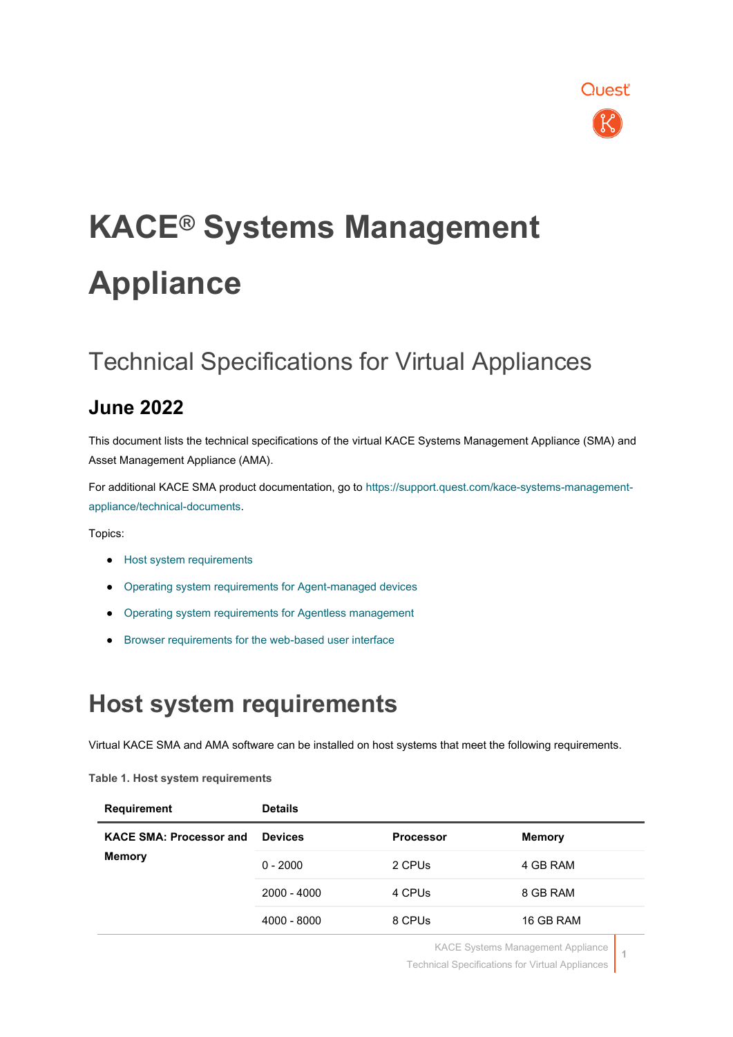# KACE® Systems Management Appliance

## Technical Specifications for Virtual Appliances

### June 2022

This document lists the technical specifications of the virtual KACE Systems Management Appliance (SMA) and Asset Management Appliance (AMA).

For additional KACE SMA product documentation, go to https://support.quest.com/kace-systems-management-appliance/technical-documents.

Topics:

- Host system requirements
- Operating system requirements for Agent-managed devices
- Operating system requirements for Agentless management
- Browser requirements for the web-based user interface

# Host system requirements

Virtual KACE SMA and AMA software can be installed on host systems that meet the following requirements.

**Table 1. Host system requirements**

| Requirement | Details | | |
|---|---|---|---|
| **KACE SMA: Processor and Memory** | **Devices** | **Processor** | **Memory** |
| | 0 - 2000 | 2 CPUs | 4 GB RAM |
| | 2000 - 4000 | 4 CPUs | 8 GB RAM |
| | 4000 - 8000 | 8 CPUs | 16 GB RAM |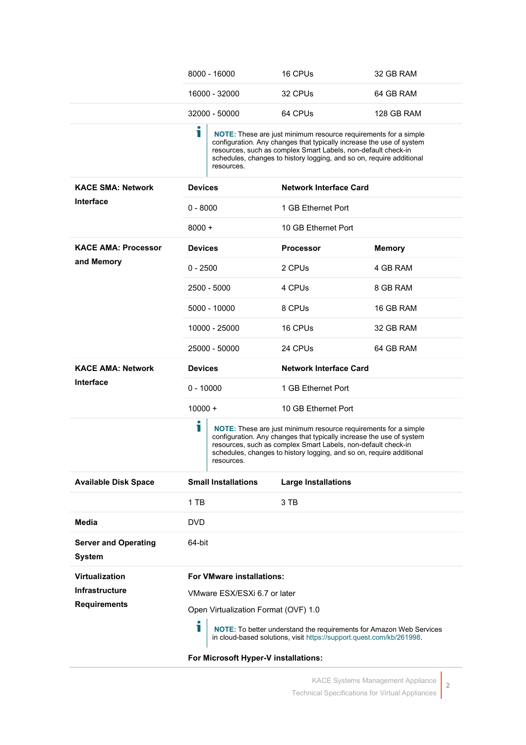| | | | |
|---|---|---|---|
| | 8000 - 16000 | 16 CPUs | 32 GB RAM |
| | 16000 - 32000 | 32 CPUs | 64 GB RAM |
| | 32000 - 50000 | 64 CPUs | 128 GB RAM |
| | **NOTE:** These are just minimum resource requirements for a simple configuration. Any changes that typically increase the use of system resources, such as complex Smart Labels, non-default check-in schedules, changes to history logging, and so on, require additional resources. | | |
| **KACE SMA: Network Interface** | **Devices** | **Network Interface Card** | |
| | 0 - 8000 | 1 GB Ethernet Port | |
| | 8000 + | 10 GB Ethernet Port | |
| **KACE AMA: Processor and Memory** | **Devices** | **Processor** | **Memory** |
| | 0 - 2500 | 2 CPUs | 4 GB RAM |
| | 2500 - 5000 | 4 CPUs | 8 GB RAM |
| | 5000 - 10000 | 8 CPUs | 16 GB RAM |
| | 10000 - 25000 | 16 CPUs | 32 GB RAM |
| | 25000 - 50000 | 24 CPUs | 64 GB RAM |
| **KACE AMA: Network Interface** | **Devices** | **Network Interface Card** | |
| | 0 - 10000 | 1 GB Ethernet Port | |
| | 10000 + | 10 GB Ethernet Port | |
| | **NOTE:** These are just minimum resource requirements for a simple configuration. Any changes that typically increase the use of system resources, such as complex Smart Labels, non-default check-in schedules, changes to history logging, and so on, require additional resources. | | |
| **Available Disk Space** | **Small Installations** | **Large Installations** | |
| | 1 TB | 3 TB | |
| **Media** | DVD | | |
| **Server and Operating System** | 64-bit | | |
| **Virtualization Infrastructure Requirements** | **For VMware installations:**<br>VMware ESX/ESXi 6.7 or later<br>Open Virtualization Format (OVF) 1.0<br>**NOTE:** To better understand the requirements for Amazon Web Services in cloud-based solutions, visit https://support.quest.com/kb/261998.<br>**For Microsoft Hyper-V installations:** | | |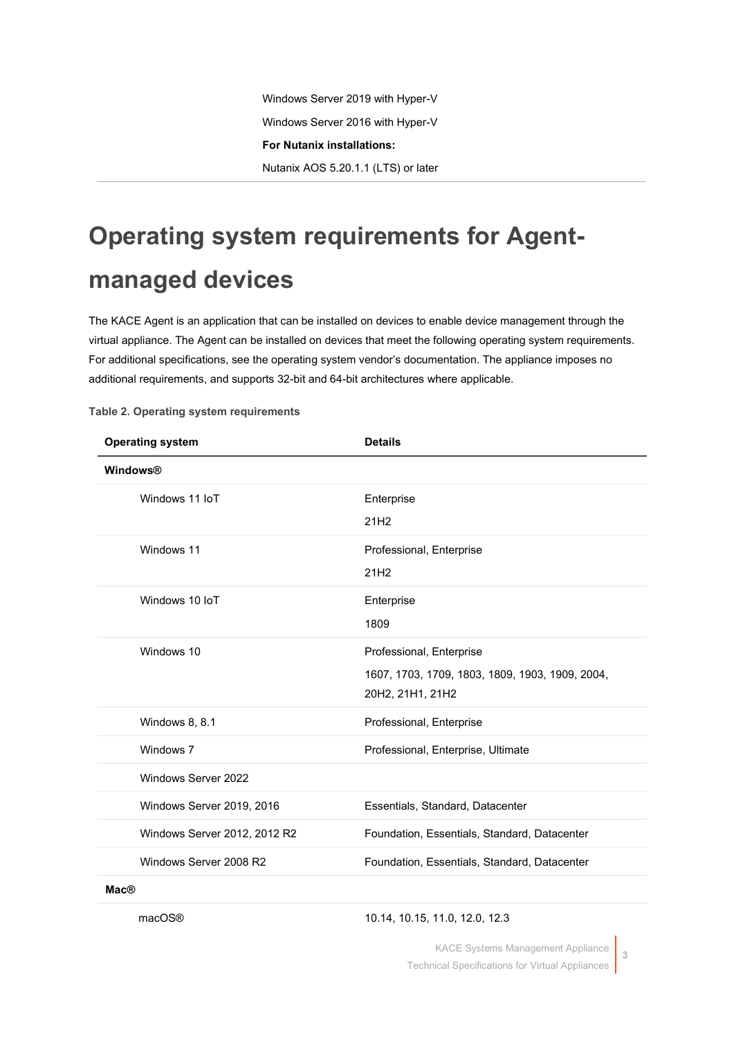| | |
|---|---|
| | Windows Server 2019 with Hyper-V |
| | Windows Server 2016 with Hyper-V |
| | **For Nutanix installations:** |
| | Nutanix AOS 5.20.1.1 (LTS) or later |

# Operating system requirements for Agent-managed devices

The KACE Agent is an application that can be installed on devices to enable device management through the virtual appliance. The Agent can be installed on devices that meet the following operating system requirements. For additional specifications, see the operating system vendor's documentation. The appliance imposes no additional requirements, and supports 32-bit and 64-bit architectures where applicable.

**Table 2. Operating system requirements**

| Operating system | Details |
|---|---|
| **Windows®** | |
| Windows 11 IoT | Enterprise<br>21H2 |
| Windows 11 | Professional, Enterprise<br>21H2 |
| Windows 10 IoT | Enterprise<br>1809 |
| Windows 10 | Professional, Enterprise<br>1607, 1703, 1709, 1803, 1809, 1903, 1909, 2004, 20H2, 21H1, 21H2 |
| Windows 8, 8.1 | Professional, Enterprise |
| Windows 7 | Professional, Enterprise, Ultimate |
| Windows Server 2022 | |
| Windows Server 2019, 2016 | Essentials, Standard, Datacenter |
| Windows Server 2012, 2012 R2 | Foundation, Essentials, Standard, Datacenter |
| Windows Server 2008 R2 | Foundation, Essentials, Standard, Datacenter |
| **Mac®** | |
| macOS® | 10.14, 10.15, 11.0, 12.0, 12.3 |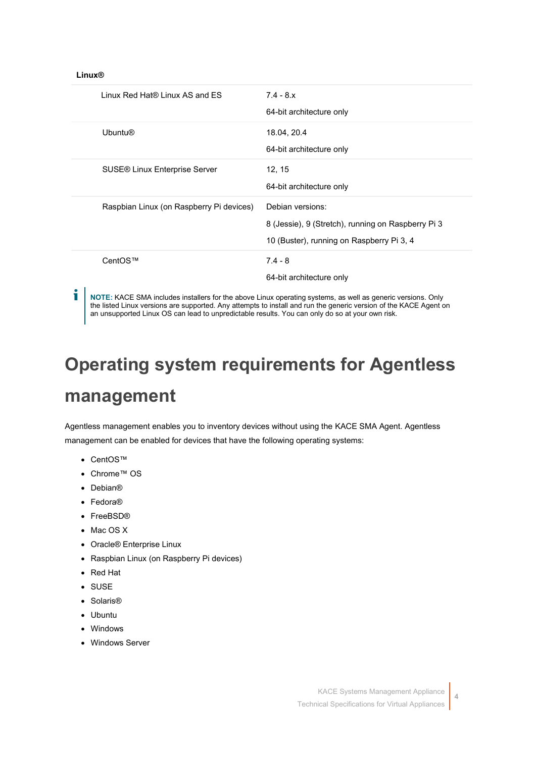**Linux®**

| | |
|---|---|
| Linux Red Hat® Linux AS and ES | 7.4 - 8.x<br>64-bit architecture only |
| Ubuntu® | 18.04, 20.4<br>64-bit architecture only |
| SUSE® Linux Enterprise Server | 12, 15<br>64-bit architecture only |
| Raspbian Linux (on Raspberry Pi devices) | Debian versions:<br>8 (Jessie), 9 (Stretch), running on Raspberry Pi 3<br>10 (Buster), running on Raspberry Pi 3, 4 |
| CentOS™ | 7.4 - 8<br>64-bit architecture only |

**NOTE:** KACE SMA includes installers for the above Linux operating systems, as well as generic versions. Only the listed Linux versions are supported. Any attempts to install and run the generic version of the KACE Agent on an unsupported Linux OS can lead to unpredictable results. You can only do so at your own risk.

# Operating system requirements for Agentless management

Agentless management enables you to inventory devices without using the KACE SMA Agent. Agentless management can be enabled for devices that have the following operating systems:

- CentOS™
- Chrome™ OS
- Debian®
- Fedora®
- FreeBSD®
- Mac OS X
- Oracle® Enterprise Linux
- Raspbian Linux (on Raspberry Pi devices)
- Red Hat
- SUSE
- Solaris®
- Ubuntu
- Windows
- Windows Server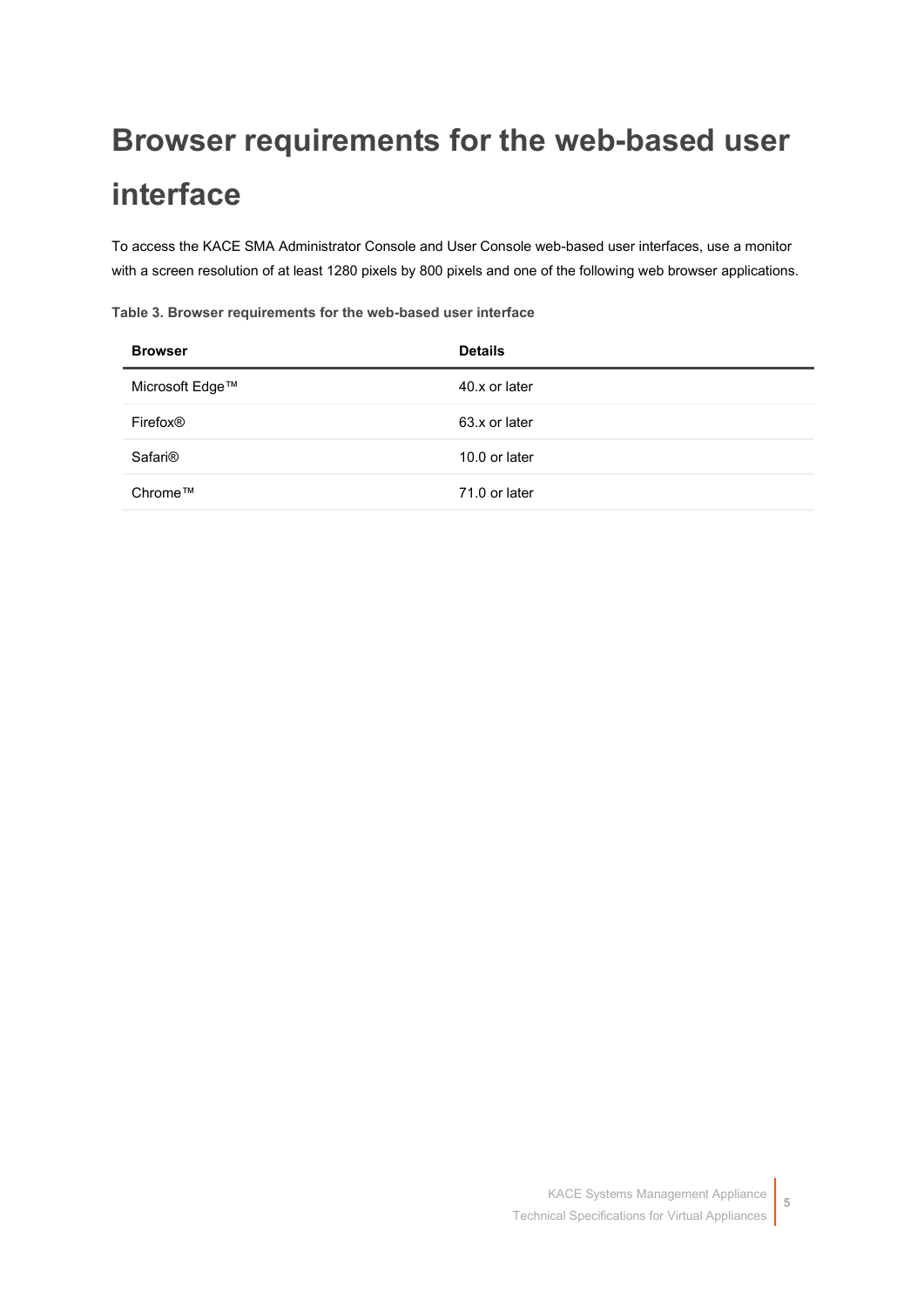# Browser requirements for the web-based user interface

To access the KACE SMA Administrator Console and User Console web-based user interfaces, use a monitor with a screen resolution of at least 1280 pixels by 800 pixels and one of the following web browser applications.

**Table 3. Browser requirements for the web-based user interface**

| Browser | Details |
| --- | --- |
| Microsoft Edge™ | 40.x or later |
| Firefox® | 63.x or later |
| Safari® | 10.0 or later |
| Chrome™ | 71.0 or later |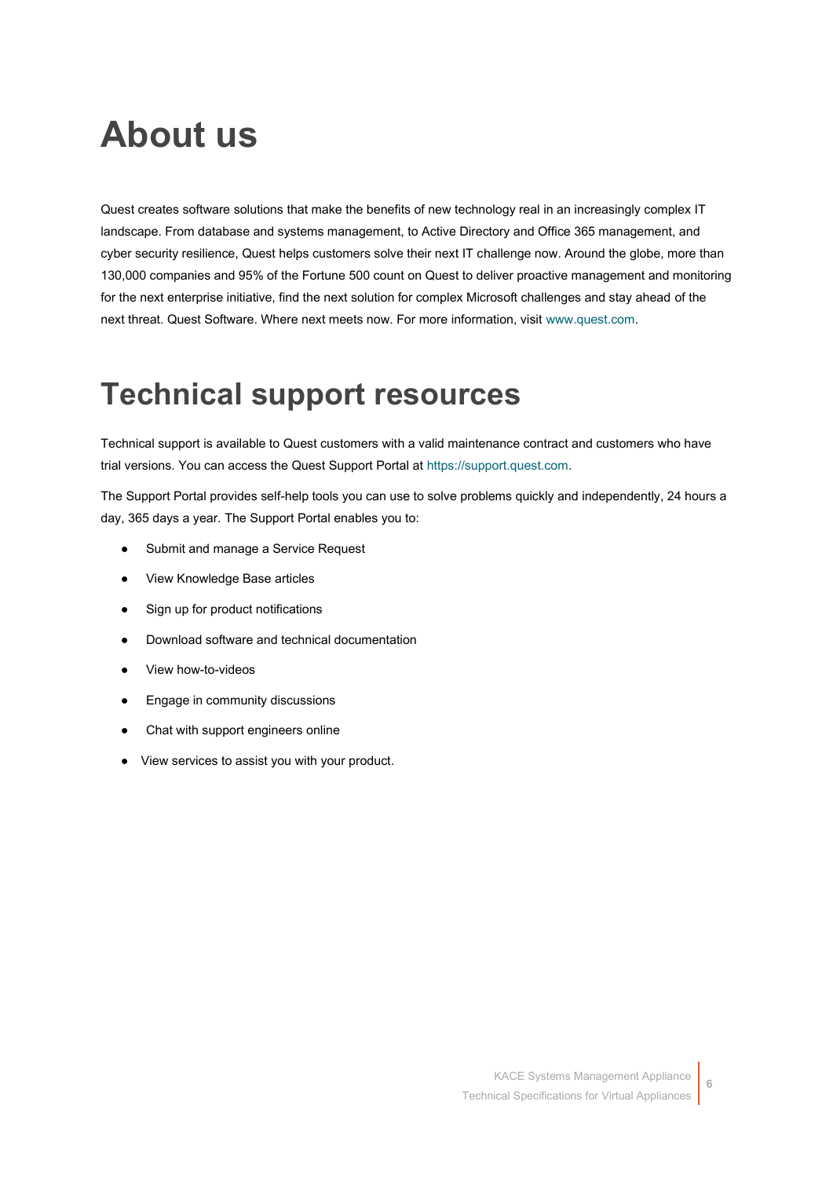# About us

Quest creates software solutions that make the benefits of new technology real in an increasingly complex IT landscape. From database and systems management, to Active Directory and Office 365 management, and cyber security resilience, Quest helps customers solve their next IT challenge now. Around the globe, more than 130,000 companies and 95% of the Fortune 500 count on Quest to deliver proactive management and monitoring for the next enterprise initiative, find the next solution for complex Microsoft challenges and stay ahead of the next threat. Quest Software. Where next meets now. For more information, visit www.quest.com.

# Technical support resources

Technical support is available to Quest customers with a valid maintenance contract and customers who have trial versions. You can access the Quest Support Portal at https://support.quest.com.

The Support Portal provides self-help tools you can use to solve problems quickly and independently, 24 hours a day, 365 days a year. The Support Portal enables you to:

- Submit and manage a Service Request
- View Knowledge Base articles
- Sign up for product notifications
- Download software and technical documentation
- View how-to-videos
- Engage in community discussions
- Chat with support engineers online
- View services to assist you with your product.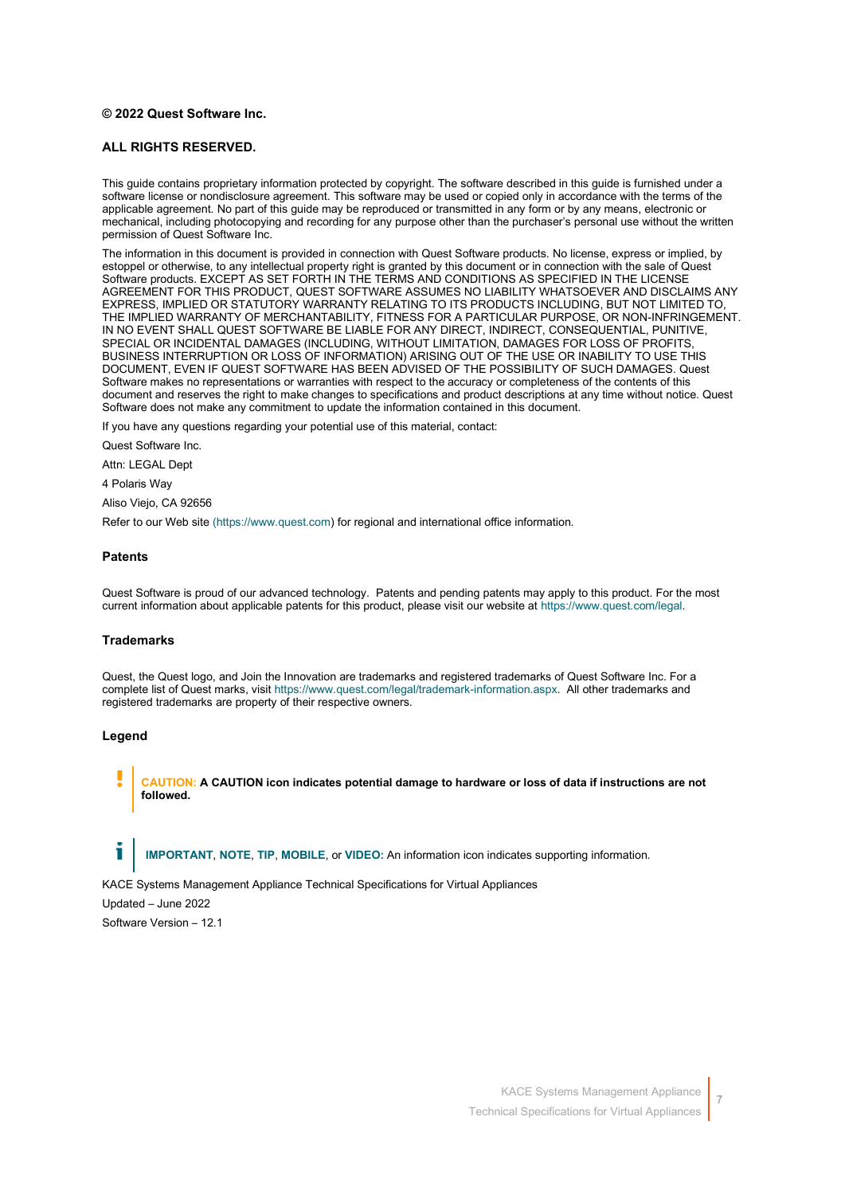**© 2022 Quest Software Inc.**

**ALL RIGHTS RESERVED.**

This guide contains proprietary information protected by copyright. The software described in this guide is furnished under a software license or nondisclosure agreement. This software may be used or copied only in accordance with the terms of the applicable agreement. No part of this guide may be reproduced or transmitted in any form or by any means, electronic or mechanical, including photocopying and recording for any purpose other than the purchaser's personal use without the written permission of Quest Software Inc.

The information in this document is provided in connection with Quest Software products. No license, express or implied, by estoppel or otherwise, to any intellectual property right is granted by this document or in connection with the sale of Quest Software products. EXCEPT AS SET FORTH IN THE TERMS AND CONDITIONS AS SPECIFIED IN THE LICENSE AGREEMENT FOR THIS PRODUCT, QUEST SOFTWARE ASSUMES NO LIABILITY WHATSOEVER AND DISCLAIMS ANY EXPRESS, IMPLIED OR STATUTORY WARRANTY RELATING TO ITS PRODUCTS INCLUDING, BUT NOT LIMITED TO, THE IMPLIED WARRANTY OF MERCHANTABILITY, FITNESS FOR A PARTICULAR PURPOSE, OR NON-INFRINGEMENT. IN NO EVENT SHALL QUEST SOFTWARE BE LIABLE FOR ANY DIRECT, INDIRECT, CONSEQUENTIAL, PUNITIVE, SPECIAL OR INCIDENTAL DAMAGES (INCLUDING, WITHOUT LIMITATION, DAMAGES FOR LOSS OF PROFITS, BUSINESS INTERRUPTION OR LOSS OF INFORMATION) ARISING OUT OF THE USE OR INABILITY TO USE THIS DOCUMENT, EVEN IF QUEST SOFTWARE HAS BEEN ADVISED OF THE POSSIBILITY OF SUCH DAMAGES. Quest Software makes no representations or warranties with respect to the accuracy or completeness of the contents of this document and reserves the right to make changes to specifications and product descriptions at any time without notice. Quest Software does not make any commitment to update the information contained in this document.

If you have any questions regarding your potential use of this material, contact:

Quest Software Inc.

Attn: LEGAL Dept

4 Polaris Way

Aliso Viejo, CA 92656

Refer to our Web site (https://www.quest.com) for regional and international office information.

### Patents

Quest Software is proud of our advanced technology. Patents and pending patents may apply to this product. For the most current information about applicable patents for this product, please visit our website at https://www.quest.com/legal.

### Trademarks

Quest, the Quest logo, and Join the Innovation are trademarks and registered trademarks of Quest Software Inc. For a complete list of Quest marks, visit https://www.quest.com/legal/trademark-information.aspx. All other trademarks and registered trademarks are property of their respective owners.

### Legend

**CAUTION: A CAUTION icon indicates potential damage to hardware or loss of data if instructions are not followed.**

**IMPORTANT**, **NOTE**, **TIP**, **MOBILE**, or **VIDEO:** An information icon indicates supporting information.

KACE Systems Management Appliance Technical Specifications for Virtual Appliances

Updated – June 2022

Software Version – 12.1